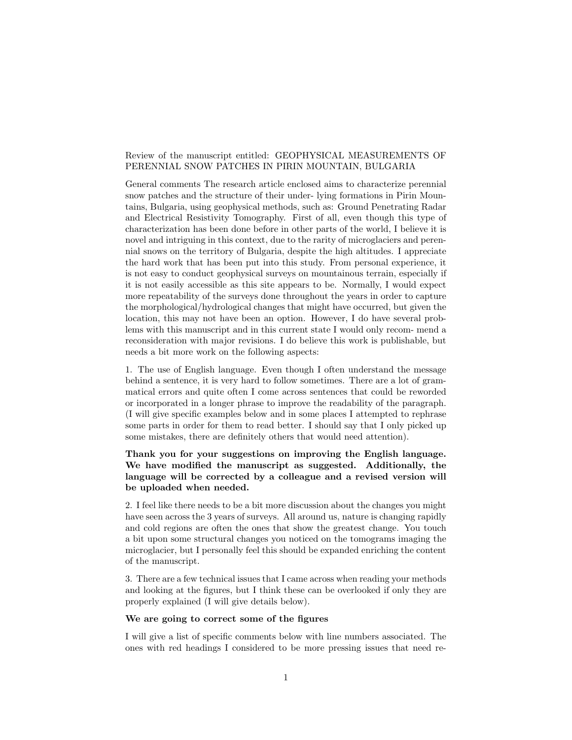Review of the manuscript entitled: GEOPHYSICAL MEASUREMENTS OF PERENNIAL SNOW PATCHES IN PIRIN MOUNTAIN, BULGARIA

General comments The research article enclosed aims to characterize perennial snow patches and the structure of their under- lying formations in Pirin Mountains, Bulgaria, using geophysical methods, such as: Ground Penetrating Radar and Electrical Resistivity Tomography. First of all, even though this type of characterization has been done before in other parts of the world, I believe it is novel and intriguing in this context, due to the rarity of microglaciers and perennial snows on the territory of Bulgaria, despite the high altitudes. I appreciate the hard work that has been put into this study. From personal experience, it is not easy to conduct geophysical surveys on mountainous terrain, especially if it is not easily accessible as this site appears to be. Normally, I would expect more repeatability of the surveys done throughout the years in order to capture the morphological/hydrological changes that might have occurred, but given the location, this may not have been an option. However, I do have several problems with this manuscript and in this current state I would only recom- mend a reconsideration with major revisions. I do believe this work is publishable, but needs a bit more work on the following aspects:

1. The use of English language. Even though I often understand the message behind a sentence, it is very hard to follow sometimes. There are a lot of grammatical errors and quite often I come across sentences that could be reworded or incorporated in a longer phrase to improve the readability of the paragraph. (I will give specific examples below and in some places I attempted to rephrase some parts in order for them to read better. I should say that I only picked up some mistakes, there are definitely others that would need attention).

**Thank you for your suggestions on improving the English language. We have modified the manuscript as suggested. Additionally, the language will be corrected by a colleague and a revised version will be uploaded when needed.**

2. I feel like there needs to be a bit more discussion about the changes you might have seen across the 3 years of surveys. All around us, nature is changing rapidly and cold regions are often the ones that show the greatest change. You touch a bit upon some structural changes you noticed on the tomograms imaging the microglacier, but I personally feel this should be expanded enriching the content of the manuscript.

3. There are a few technical issues that I came across when reading your methods and looking at the figures, but I think these can be overlooked if only they are properly explained (I will give details below).

**We are going to correct some of the figures**

I will give a list of specific comments below with line numbers associated. The ones with red headings I considered to be more pressing issues that need re-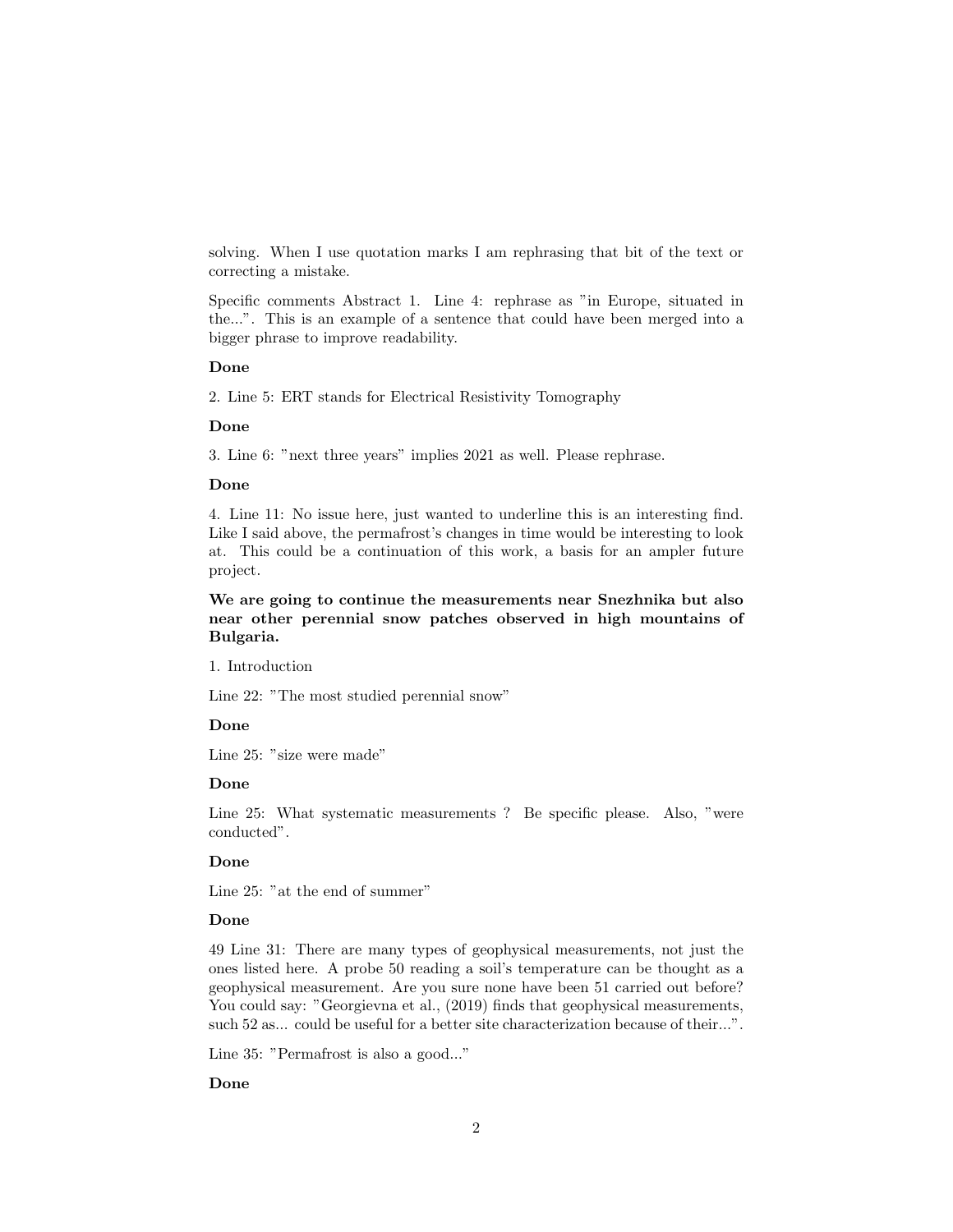solving. When I use quotation marks I am rephrasing that bit of the text or correcting a mistake.

Specific comments Abstract 1. Line 4: rephrase as "in Europe, situated in the...". This is an example of a sentence that could have been merged into a bigger phrase to improve readability.

**Done**

2. Line 5: ERT stands for Electrical Resistivity Tomography

**Done**

3. Line 6: "next three years" implies 2021 as well. Please rephrase.

**Done**

4. Line 11: No issue here, just wanted to underline this is an interesting find. Like I said above, the permafrost's changes in time would be interesting to look at. This could be a continuation of this work, a basis for an ampler future project.

**We are going to continue the measurements near Snezhnika but also near other perennial snow patches observed in high mountains of Bulgaria.**

1. Introduction

Line 22: "The most studied perennial snow"

**Done**

Line 25: "size were made"

**Done**

Line 25: What systematic measurements ? Be specific please. Also, "were conducted".

**Done**

Line 25: "at the end of summer"

**Done**

49 Line 31: There are many types of geophysical measurements, not just the ones listed here. A probe 50 reading a soil's temperature can be thought as a geophysical measurement. Are you sure none have been 51 carried out before? You could say: "Georgievna et al., (2019) finds that geophysical measurements, such 52 as... could be useful for a better site characterization because of their...".

Line 35: "Permafrost is also a good..."

**Done**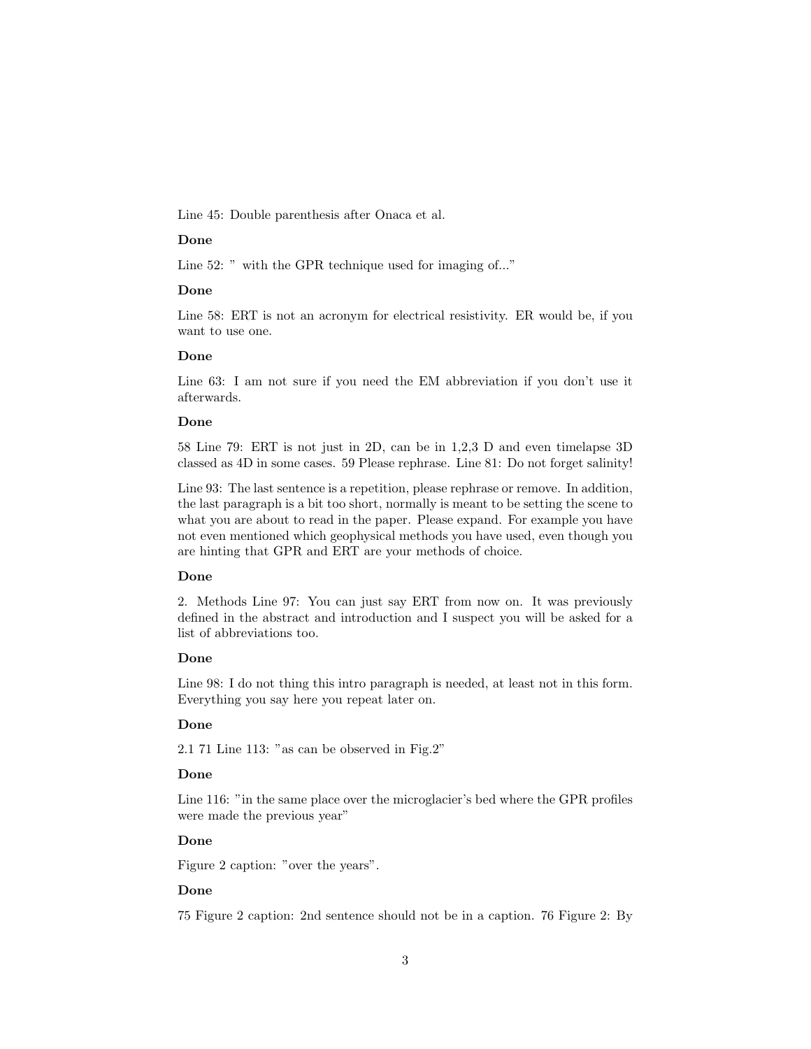Line 45: Double parenthesis after Onaca et al.

**Done**

Line 52: " with the GPR technique used for imaging of..."

**Done**

Line 58: ERT is not an acronym for electrical resistivity. ER would be, if you want to use one.

**Done**

Line 63: I am not sure if you need the EM abbreviation if you don't use it afterwards.

**Done**

58 Line 79: ERT is not just in 2D, can be in 1,2,3 D and even timelapse 3D classed as 4D in some cases. 59 Please rephrase. Line 81: Do not forget salinity!

Line 93: The last sentence is a repetition, please rephrase or remove. In addition, the last paragraph is a bit too short, normally is meant to be setting the scene to what you are about to read in the paper. Please expand. For example you have not even mentioned which geophysical methods you have used, even though you are hinting that GPR and ERT are your methods of choice.

**Done**

2. Methods Line 97: You can just say ERT from now on. It was previously defined in the abstract and introduction and I suspect you will be asked for a list of abbreviations too.

**Done**

Line 98: I do not thing this intro paragraph is needed, at least not in this form. Everything you say here you repeat later on.

**Done**

2.1 71 Line 113: "as can be observed in Fig.2"

**Done**

Line 116: "in the same place over the microglacier's bed where the GPR profiles were made the previous year"

**Done**

Figure 2 caption: "over the years".

**Done**

75 Figure 2 caption: 2nd sentence should not be in a caption. 76 Figure 2: By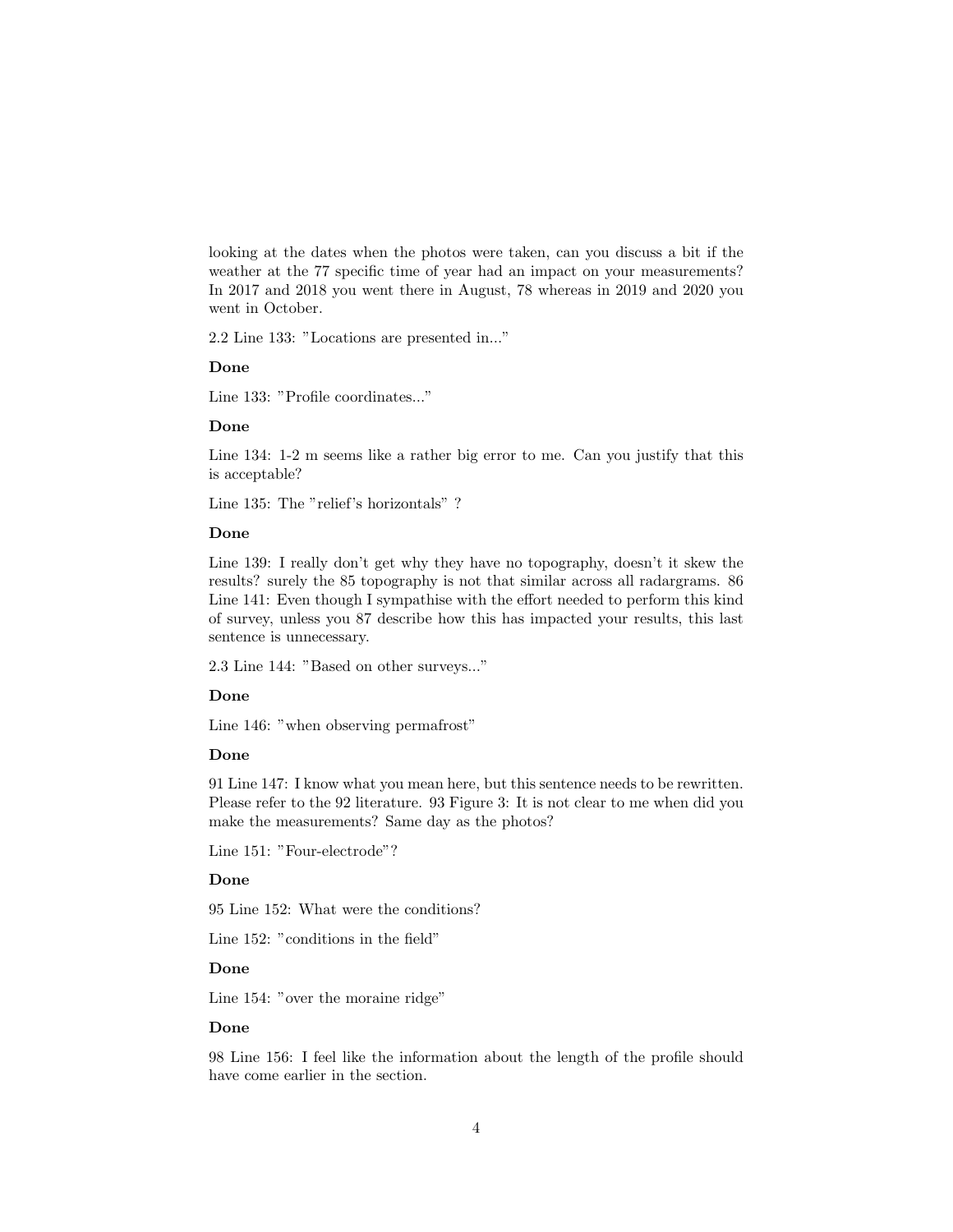looking at the dates when the photos were taken, can you discuss a bit if the weather at the 77 specific time of year had an impact on your measurements? In 2017 and 2018 you went there in August, 78 whereas in 2019 and 2020 you went in October.

2.2 Line 133: "Locations are presented in..."

**Done**

Line 133: "Profile coordinates..."

**Done**

Line 134: 1-2 m seems like a rather big error to me. Can you justify that this is acceptable?

Line 135: The "relief's horizontals" ?

**Done**

Line 139: I really don't get why they have no topography, doesn't it skew the results? surely the 85 topography is not that similar across all radargrams. 86 Line 141: Even though I sympathise with the effort needed to perform this kind of survey, unless you 87 describe how this has impacted your results, this last sentence is unnecessary.

2.3 Line 144: "Based on other surveys..."

**Done**

Line 146: "when observing permafrost"

**Done**

91 Line 147: I know what you mean here, but this sentence needs to be rewritten. Please refer to the 92 literature. 93 Figure 3: It is not clear to me when did you make the measurements? Same day as the photos?

Line 151: "Four-electrode"?

**Done**

95 Line 152: What were the conditions?

Line 152: "conditions in the field"

**Done**

Line 154: "over the moraine ridge"

**Done**

98 Line 156: I feel like the information about the length of the profile should have come earlier in the section.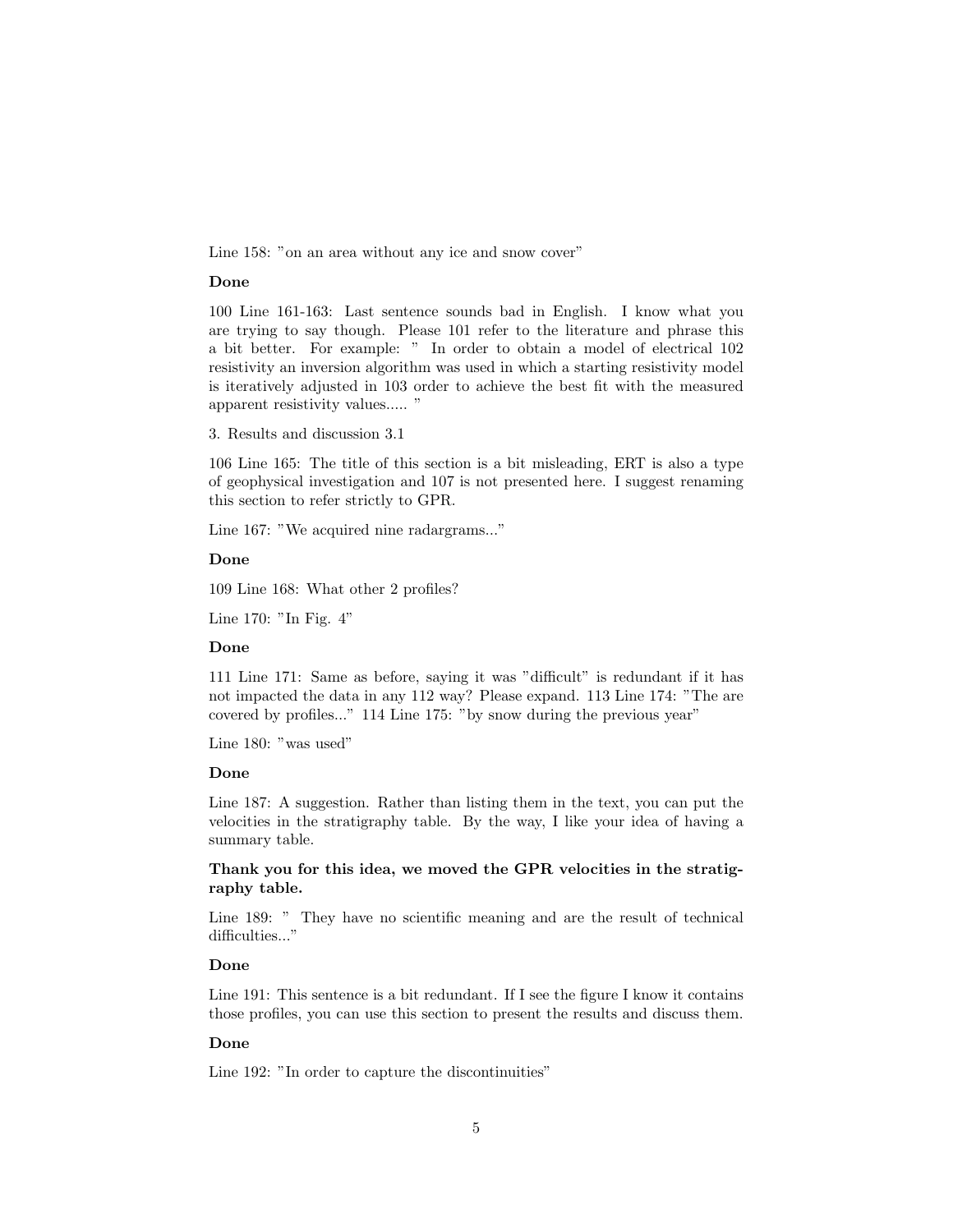Line 158: "on an area without any ice and snow cover"

**Done**

100 Line 161-163: Last sentence sounds bad in English. I know what you are trying to say though. Please 101 refer to the literature and phrase this a bit better. For example: " In order to obtain a model of electrical 102 resistivity an inversion algorithm was used in which a starting resistivity model is iteratively adjusted in 103 order to achieve the best fit with the measured apparent resistivity values..... "

3. Results and discussion 3.1

106 Line 165: The title of this section is a bit misleading, ERT is also a type of geophysical investigation and 107 is not presented here. I suggest renaming this section to refer strictly to GPR.

Line 167: "We acquired nine radargrams..."

**Done**

109 Line 168: What other 2 profiles?

Line 170: "In Fig. 4"

**Done**

111 Line 171: Same as before, saying it was "difficult" is redundant if it has not impacted the data in any 112 way? Please expand. 113 Line 174: "The are covered by profiles..." 114 Line 175: "by snow during the previous year"

Line 180: "was used"

**Done**

Line 187: A suggestion. Rather than listing them in the text, you can put the velocities in the stratigraphy table. By the way, I like your idea of having a summary table.

**Thank you for this idea, we moved the GPR velocities in the stratigraphy table.**

Line 189: " They have no scientific meaning and are the result of technical difficulties..."

**Done**

Line 191: This sentence is a bit redundant. If I see the figure I know it contains those profiles, you can use this section to present the results and discuss them.

**Done**

Line 192: "In order to capture the discontinuities"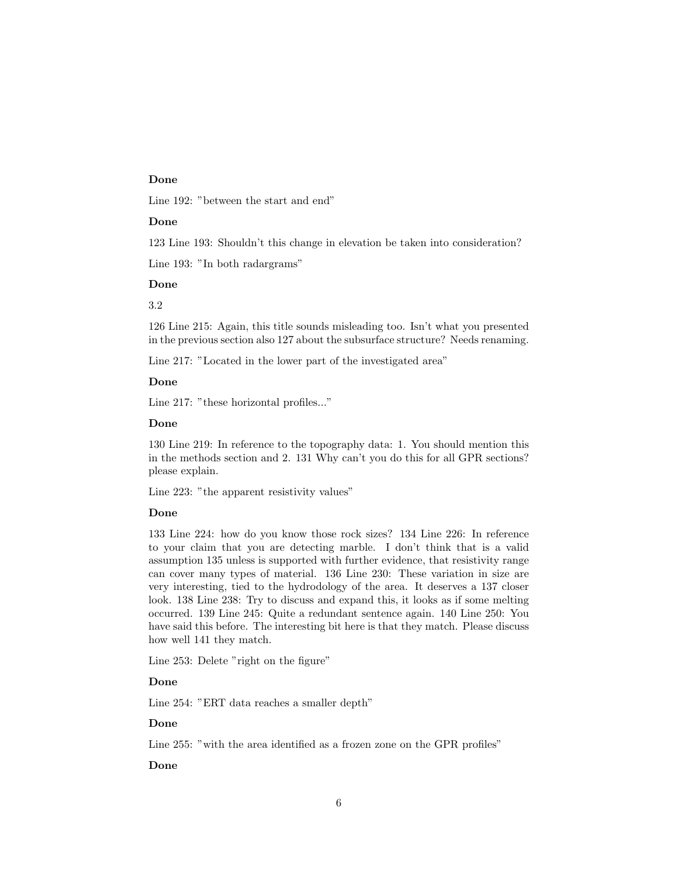**Done**

Line 192: "between the start and end"

**Done**

123 Line 193: Shouldn't this change in elevation be taken into consideration?

Line 193: "In both radargrams"

**Done**

3.2

126 Line 215: Again, this title sounds misleading too. Isn't what you presented in the previous section also 127 about the subsurface structure? Needs renaming.

Line 217: "Located in the lower part of the investigated area"

**Done**

Line 217: "these horizontal profiles..."

**Done**

130 Line 219: In reference to the topography data: 1. You should mention this in the methods section and 2. 131 Why can't you do this for all GPR sections? please explain.

Line 223: "the apparent resistivity values"

**Done**

133 Line 224: how do you know those rock sizes? 134 Line 226: In reference to your claim that you are detecting marble. I don't think that is a valid assumption 135 unless is supported with further evidence, that resistivity range can cover many types of material. 136 Line 230: These variation in size are very interesting, tied to the hydrodology of the area. It deserves a 137 closer look. 138 Line 238: Try to discuss and expand this, it looks as if some melting occurred. 139 Line 245: Quite a redundant sentence again. 140 Line 250: You have said this before. The interesting bit here is that they match. Please discuss how well 141 they match.

Line 253: Delete "right on the figure"

**Done**

Line 254: "ERT data reaches a smaller depth"

**Done**

Line 255: "with the area identified as a frozen zone on the GPR profiles"

**Done**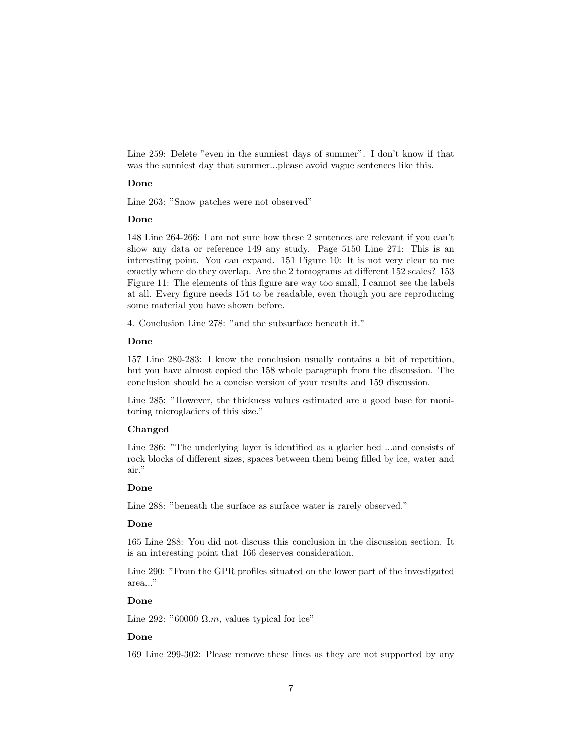Line 259: Delete "even in the sunniest days of summer". I don't know if that was the sunniest day that summer...please avoid vague sentences like this.

**Done**

Line 263: "Snow patches were not observed"

**Done**

148 Line 264-266: I am not sure how these 2 sentences are relevant if you can't show any data or reference 149 any study. Page 5150 Line 271: This is an interesting point. You can expand. 151 Figure 10: It is not very clear to me exactly where do they overlap. Are the 2 tomograms at different 152 scales? 153 Figure 11: The elements of this figure are way too small, I cannot see the labels at all. Every figure needs 154 to be readable, even though you are reproducing some material you have shown before.

4. Conclusion Line 278: "and the subsurface beneath it."

**Done**

157 Line 280-283: I know the conclusion usually contains a bit of repetition, but you have almost copied the 158 whole paragraph from the discussion. The conclusion should be a concise version of your results and 159 discussion.

Line 285: "However, the thickness values estimated are a good base for monitoring microglaciers of this size."

**Changed**

Line 286: "The underlying layer is identified as a glacier bed ...and consists of rock blocks of different sizes, spaces between them being filled by ice, water and air."

**Done**

Line 288: "beneath the surface as surface water is rarely observed."

**Done**

165 Line 288: You did not discuss this conclusion in the discussion section. It is an interesting point that 166 deserves consideration.

Line 290: "From the GPR profiles situated on the lower part of the investigated area..."

**Done**

Line 292: "60000 $\Omega.m$, values typical for ice"

**Done**

169 Line 299-302: Please remove these lines as they are not supported by any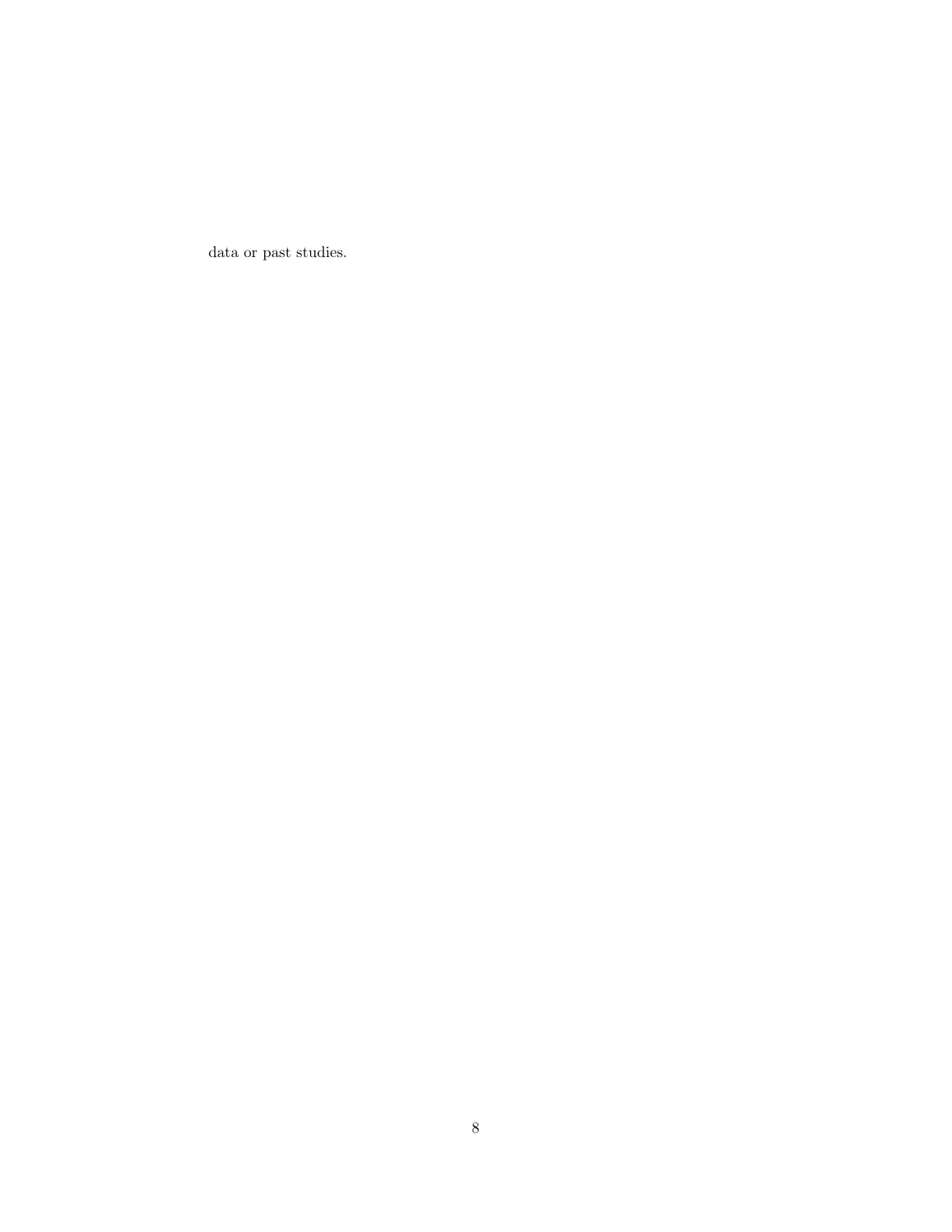data or past studies.